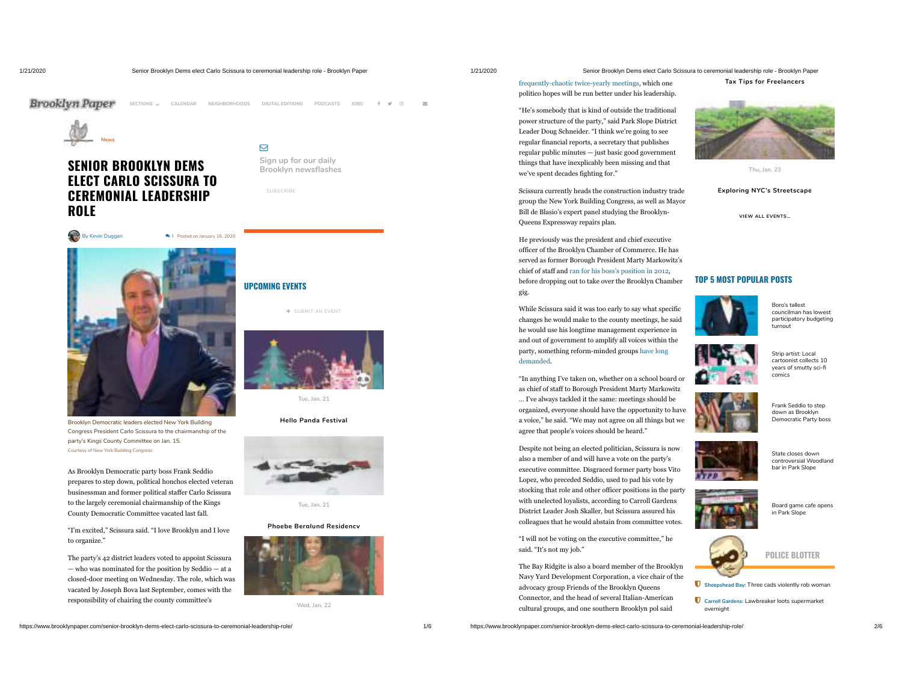# SENIOR BROOKLYN DEMS ELECT CARLO SCISSURA TO CEREMONIAL LEADERSHIP ROLE

News

By Kevin Duggan — 1 — Posted on January 16, 2020

Brooklyn Democratic leaders elected New York Building Congress President Carlo Scissura to the chairmanship of the party's Kings County Committee on Jan. 15.
Courtesy of New York Building Congress

As Brooklyn Democratic party boss Frank Seddio prepares to step down, political honchos elected veteran businessman and former political staffer Carlo Scissura to the largely ceremonial chairmanship of the Kings County Democratic Committee vacated last fall.

"I'm excited," Scissura said. "I love Brooklyn and I love to organize."

The party's 42 district leaders voted to appoint Scissura — who was nominated for the position by Seddio — at a closed-door meeting on Wednesday. The role, which was vacated by Joseph Bova last September, comes with the responsibility of chairing the county committee's frequently-chaotic twice-yearly meetings, which one politico hopes will be run better under his leadership.

"He's somebody that is kind of outside the traditional power structure of the party," said Park Slope District Leader Doug Schneider. "I think we're going to see regular financial reports, a secretary that publishes regular public minutes — just basic good government things that have inexplicably been missing and that we've spent decades fighting for."

Scissura currently heads the construction industry trade group the New York Building Congress, as well as Mayor Bill de Blasio's expert panel studying the Brooklyn-Queens Expressway repairs plan.

He previously was the president and chief executive officer of the Brooklyn Chamber of Commerce. He has served as former Borough President Marty Markowitz's chief of staff and ran for his boss's position in 2012, before dropping out to take over the Brooklyn Chamber gig.

While Scissura said it was too early to say what specific changes he would make to the county meetings, he said he would use his longtime management experience in and out of government to amplify all voices within the party, something reform-minded groups have long demanded.

"In anything I've taken on, whether on a school board or as chief of staff to Borough President Marty Markowitz … I've always tackled it the same: meetings should be organized, everyone should have the opportunity to have a voice," he said. "We may not agree on all things but we agree that people's voices should be heard."

Despite not being an elected politician, Scissura is now also a member of and will have a vote on the party's executive committee. Disgraced former party boss Vito Lopez, who preceded Seddio, used to pad his vote by stocking that role and other officer positions in the party with unelected loyalists, according to Carroll Gardens District Leader Josh Skaller, but Scissura assured his colleagues that he would abstain from committee votes.

"I will not be voting on the executive committee," he said. "It's not my job."

The Bay Ridgite is also a board member of the Brooklyn Navy Yard Development Corporation, a vice chair of the advocacy group Friends of the Brooklyn Queens Connector, and the head of several Italian-American cultural groups, and one southern Brooklyn pol said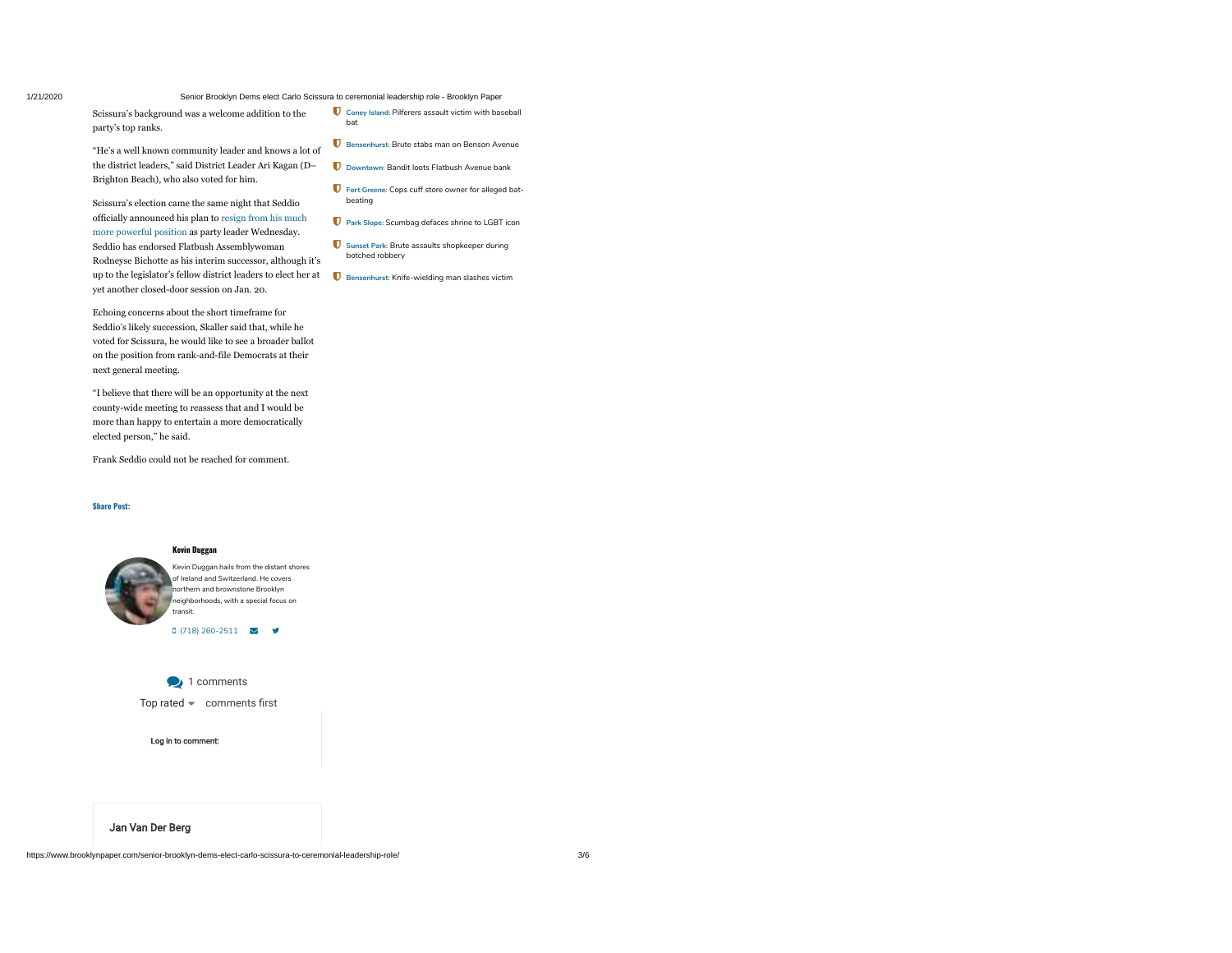Scissura's background was a welcome addition to the party's top ranks.

"He's a well known community leader and knows a lot of the district leaders," said District Leader Ari Kagan (D–Brighton Beach), who also voted for him.

Scissura's election came the same night that Seddio officially announced his plan to resign from his much more powerful position as party leader Wednesday. Seddio has endorsed Flatbush Assemblywoman Rodneyse Bichotte as his interim successor, although it's up to the legislator's fellow district leaders to elect her at yet another closed-door session on Jan. 20.

Echoing concerns about the short timeframe for Seddio's likely succession, Skaller said that, while he voted for Scissura, he would like to see a broader ballot on the position from rank-and-file Democrats at their next general meeting.

"I believe that there will be an opportunity at the next county-wide meeting to reassess that and I would be more than happy to entertain a more democratically elected person," he said.

Frank Seddio could not be reached for comment.

- **Coney Island:** Pilferers assault victim with baseball bat
- **Bensonhurst:** Brute stabs man on Benson Avenue
- **Downtown:** Bandit loots Flatbush Avenue bank
- **Fort Greene:** Cops cuff store owner for alleged bat-beating
- **Park Slope:** Scumbag defaces shrine to LGBT icon
- **Sunset Park:** Brute assaults shopkeeper during botched robbery
- **Bensonhurst:** Knife-wielding man slashes victim

**Share Post:**

**Kevin Duggan**

Kevin Duggan hails from the distant shores of Ireland and Switzerland. He covers northern and brownstone Brooklyn neighborhoods, with a special focus on transit.

(718) 260-2511

1 comments

Top rated comments first

Log in to comment:

**Jan Van Der Berg**